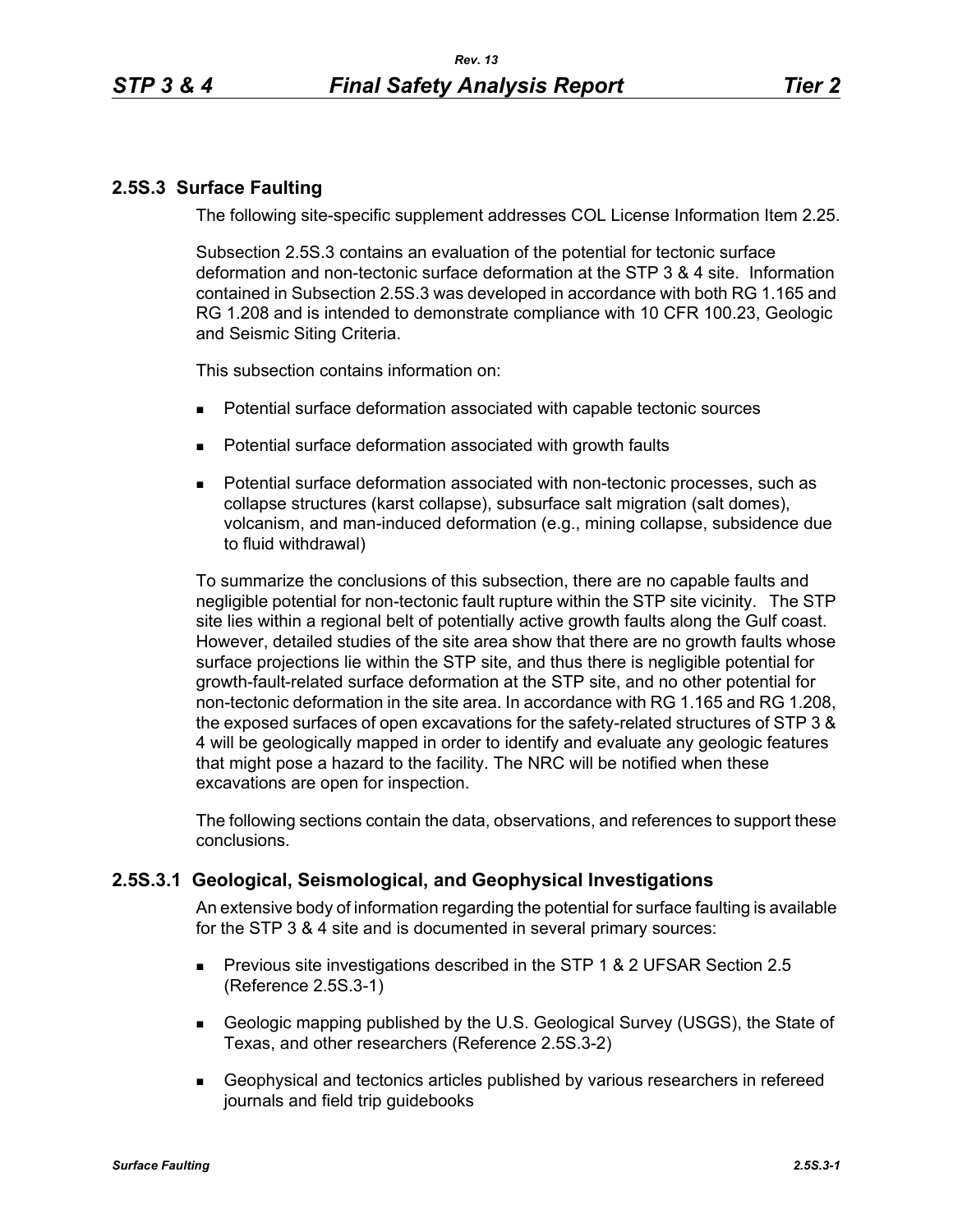## 2.5S.3 Surface Faulting

The following site-specific supplement addresses COL License Information Item 2.25.

Subsection 2.5S.3 contains an evaluation of the potential for tectonic surface deformation and non-tectonic surface deformation at the STP 3 & 4 site. Information contained in Subsection 2.5S.3 was developed in accordance with both RG 1.165 and RG 1.208 and is intended to demonstrate compliance with 10 CFR 100.23, Geologic and Seismic Siting Criteria.

This subsection contains information on:

- Potential surface deformation associated with capable tectonic sources
- Potential surface deformation associated with growth faults
- Potential surface deformation associated with non-tectonic processes, such as collapse structures (karst collapse), subsurface salt migration (salt domes), volcanism, and man-induced deformation (e.g., mining collapse, subsidence due to fluid withdrawal)

To summarize the conclusions of this subsection, there are no capable faults and negligible potential for non-tectonic fault rupture within the STP site vicinity. The STP site lies within a regional belt of potentially active growth faults along the Gulf coast. However, detailed studies of the site area show that there are no growth faults whose surface projections lie within the STP site, and thus there is negligible potential for growth-fault-related surface deformation at the STP site, and no other potential for non-tectonic deformation in the site area. In accordance with RG 1.165 and RG 1.208, the exposed surfaces of open excavations for the safety-related structures of STP 3 & 4 will be geologically mapped in order to identify and evaluate any geologic features that might pose a hazard to the facility. The NRC will be notified when these excavations are open for inspection.

The following sections contain the data, observations, and references to support these conclusions.

### 2.5S.3.1 Geological, Seismological, and Geophysical Investigations

An extensive body of information regarding the potential for surface faulting is available for the STP 3 & 4 site and is documented in several primary sources:

- Previous site investigations described in the STP 1 & 2 UFSAR Section 2.5 (Reference 2.5S.3-1)
- Geologic mapping published by the U.S. Geological Survey (USGS), the State of Texas, and other researchers (Reference 2.5S.3-2)
- Geophysical and tectonics articles published by various researchers in refereed journals and field trip guidebooks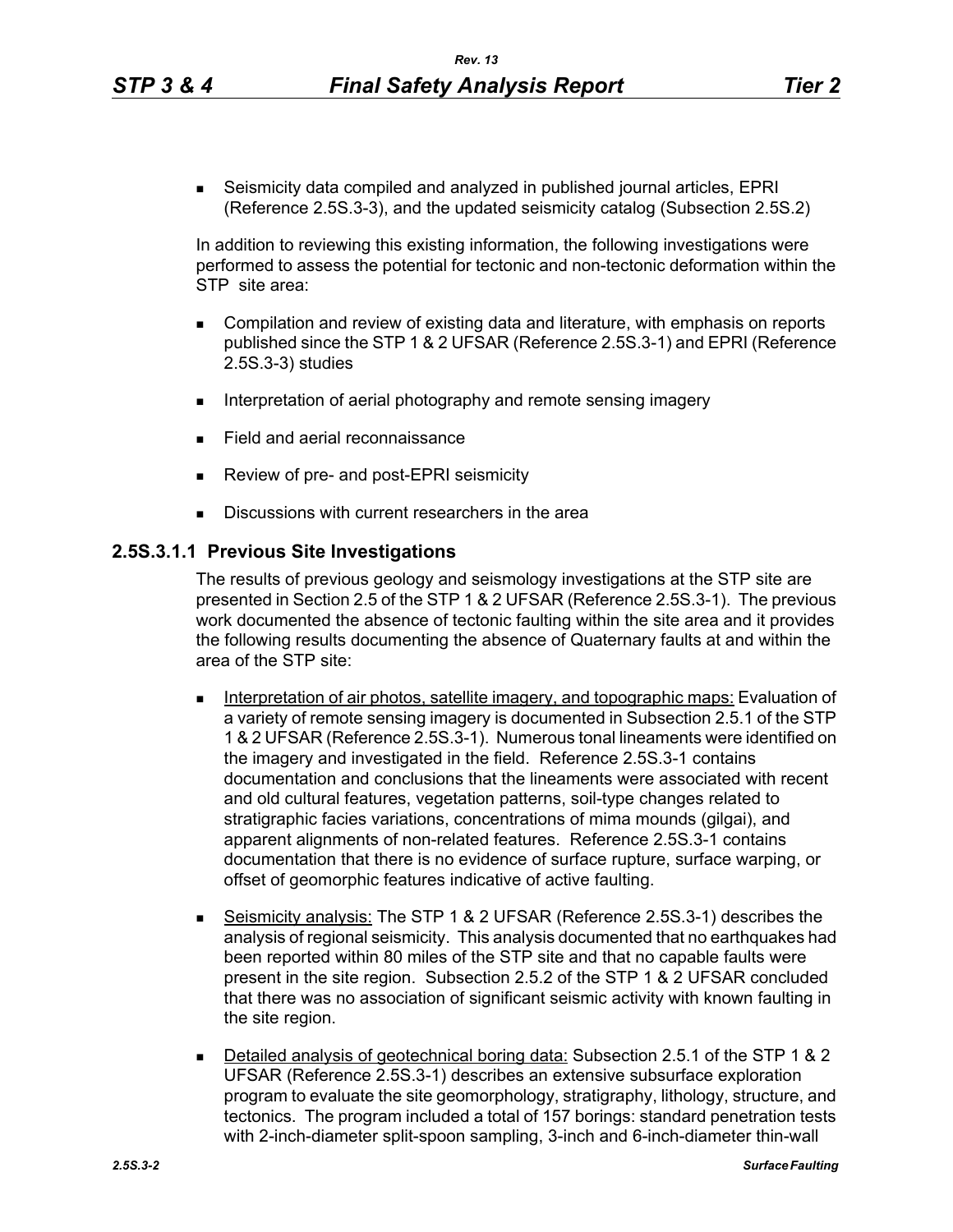- Seismicity data compiled and analyzed in published journal articles, EPRI (Reference 2.5S.3-3), and the updated seismicity catalog (Subsection 2.5S.2)

In addition to reviewing this existing information, the following investigations were performed to assess the potential for tectonic and non-tectonic deformation within the STP site area:

- Compilation and review of existing data and literature, with emphasis on reports published since the STP 1 & 2 UFSAR (Reference 2.5S.3-1) and EPRI (Reference 2.5S.3-3) studies
- Interpretation of aerial photography and remote sensing imagery
- Field and aerial reconnaissance
- Review of pre- and post-EPRI seismicity
- Discussions with current researchers in the area

### 2.5S.3.1.1 Previous Site Investigations

The results of previous geology and seismology investigations at the STP site are presented in Section 2.5 of the STP 1 & 2 UFSAR (Reference 2.5S.3-1). The previous work documented the absence of tectonic faulting within the site area and it provides the following results documenting the absence of Quaternary faults at and within the area of the STP site:

- Interpretation of air photos, satellite imagery, and topographic maps: Evaluation of a variety of remote sensing imagery is documented in Subsection 2.5.1 of the STP 1 & 2 UFSAR (Reference 2.5S.3-1). Numerous tonal lineaments were identified on the imagery and investigated in the field. Reference 2.5S.3-1 contains documentation and conclusions that the lineaments were associated with recent and old cultural features, vegetation patterns, soil-type changes related to stratigraphic facies variations, concentrations of mima mounds (gilgai), and apparent alignments of non-related features. Reference 2.5S.3-1 contains documentation that there is no evidence of surface rupture, surface warping, or offset of geomorphic features indicative of active faulting.
- Seismicity analysis: The STP 1 & 2 UFSAR (Reference 2.5S.3-1) describes the analysis of regional seismicity. This analysis documented that no earthquakes had been reported within 80 miles of the STP site and that no capable faults were present in the site region. Subsection 2.5.2 of the STP 1 & 2 UFSAR concluded that there was no association of significant seismic activity with known faulting in the site region.
- Detailed analysis of geotechnical boring data: Subsection 2.5.1 of the STP 1 & 2 UFSAR (Reference 2.5S.3-1) describes an extensive subsurface exploration program to evaluate the site geomorphology, stratigraphy, lithology, structure, and tectonics. The program included a total of 157 borings: standard penetration tests with 2-inch-diameter split-spoon sampling, 3-inch and 6-inch-diameter thin-wall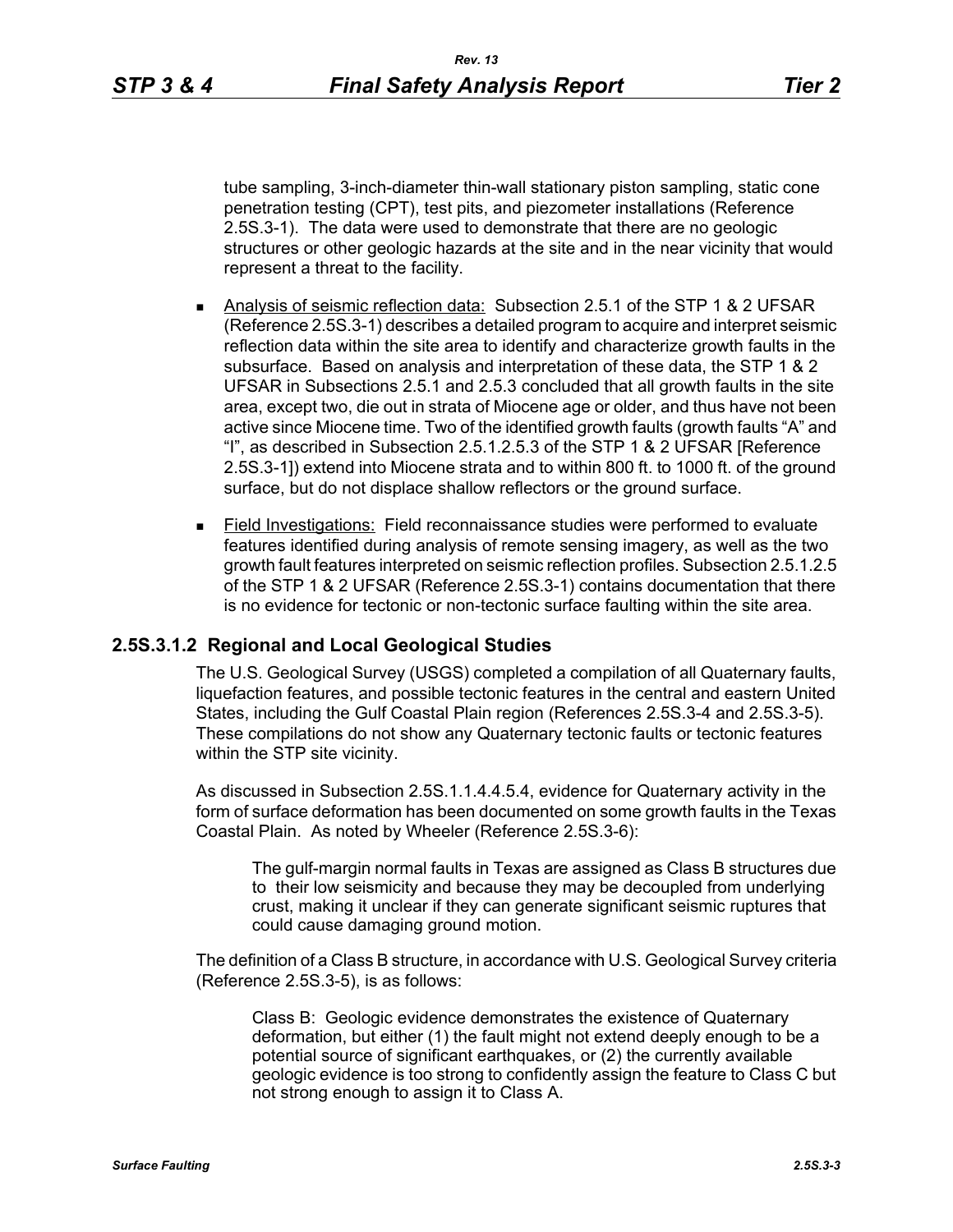tube sampling, 3-inch-diameter thin-wall stationary piston sampling, static cone penetration testing (CPT), test pits, and piezometer installations (Reference 2.5S.3-1). The data were used to demonstrate that there are no geologic structures or other geologic hazards at the site and in the near vicinity that would represent a threat to the facility.

- Analysis of seismic reflection data: Subsection 2.5.1 of the STP 1 & 2 UFSAR (Reference 2.5S.3-1) describes a detailed program to acquire and interpret seismic reflection data within the site area to identify and characterize growth faults in the subsurface. Based on analysis and interpretation of these data, the STP 1 & 2 UFSAR in Subsections 2.5.1 and 2.5.3 concluded that all growth faults in the site area, except two, die out in strata of Miocene age or older, and thus have not been active since Miocene time. Two of the identified growth faults (growth faults "A" and "I", as described in Subsection 2.5.1.2.5.3 of the STP 1 & 2 UFSAR [Reference 2.5S.3-1]) extend into Miocene strata and to within 800 ft. to 1000 ft. of the ground surface, but do not displace shallow reflectors or the ground surface.
- Field Investigations: Field reconnaissance studies were performed to evaluate features identified during analysis of remote sensing imagery, as well as the two growth fault features interpreted on seismic reflection profiles. Subsection 2.5.1.2.5 of the STP 1 & 2 UFSAR (Reference 2.5S.3-1) contains documentation that there is no evidence for tectonic or non-tectonic surface faulting within the site area.

### 2.5S.3.1.2 Regional and Local Geological Studies

The U.S. Geological Survey (USGS) completed a compilation of all Quaternary faults, liquefaction features, and possible tectonic features in the central and eastern United States, including the Gulf Coastal Plain region (References 2.5S.3-4 and 2.5S.3-5). These compilations do not show any Quaternary tectonic faults or tectonic features within the STP site vicinity.

As discussed in Subsection 2.5S.1.1.4.4.5.4, evidence for Quaternary activity in the form of surface deformation has been documented on some growth faults in the Texas Coastal Plain. As noted by Wheeler (Reference 2.5S.3-6):

> The gulf-margin normal faults in Texas are assigned as Class B structures due to their low seismicity and because they may be decoupled from underlying crust, making it unclear if they can generate significant seismic ruptures that could cause damaging ground motion.

The definition of a Class B structure, in accordance with U.S. Geological Survey criteria (Reference 2.5S.3-5), is as follows:

> Class B: Geologic evidence demonstrates the existence of Quaternary deformation, but either (1) the fault might not extend deeply enough to be a potential source of significant earthquakes, or (2) the currently available geologic evidence is too strong to confidently assign the feature to Class C but not strong enough to assign it to Class A.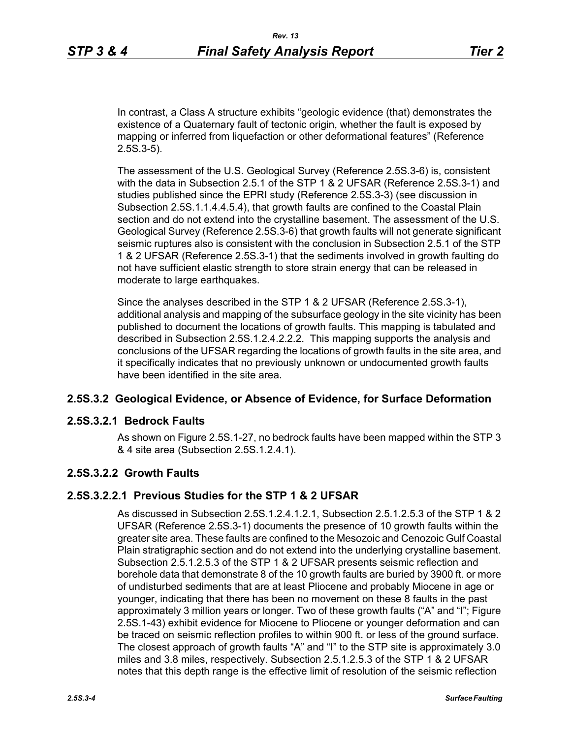In contrast, a Class A structure exhibits "geologic evidence (that) demonstrates the existence of a Quaternary fault of tectonic origin, whether the fault is exposed by mapping or inferred from liquefaction or other deformational features" (Reference 2.5S.3-5).

The assessment of the U.S. Geological Survey (Reference 2.5S.3-6) is, consistent with the data in Subsection 2.5.1 of the STP 1 & 2 UFSAR (Reference 2.5S.3-1) and studies published since the EPRI study (Reference 2.5S.3-3) (see discussion in Subsection 2.5S.1.1.4.4.5.4), that growth faults are confined to the Coastal Plain section and do not extend into the crystalline basement. The assessment of the U.S. Geological Survey (Reference 2.5S.3-6) that growth faults will not generate significant seismic ruptures also is consistent with the conclusion in Subsection 2.5.1 of the STP 1 & 2 UFSAR (Reference 2.5S.3-1) that the sediments involved in growth faulting do not have sufficient elastic strength to store strain energy that can be released in moderate to large earthquakes.

Since the analyses described in the STP 1 & 2 UFSAR (Reference 2.5S.3-1), additional analysis and mapping of the subsurface geology in the site vicinity has been published to document the locations of growth faults. This mapping is tabulated and described in Subsection 2.5S.1.2.4.2.2.2. This mapping supports the analysis and conclusions of the UFSAR regarding the locations of growth faults in the site area, and it specifically indicates that no previously unknown or undocumented growth faults have been identified in the site area.

## 2.5S.3.2 Geological Evidence, or Absence of Evidence, for Surface Deformation

### 2.5S.3.2.1 Bedrock Faults

As shown on Figure 2.5S.1-27, no bedrock faults have been mapped within the STP 3 & 4 site area (Subsection 2.5S.1.2.4.1).

### 2.5S.3.2.2 Growth Faults

#### 2.5S.3.2.2.1 Previous Studies for the STP 1 & 2 UFSAR

As discussed in Subsection 2.5S.1.2.4.1.2.1, Subsection 2.5.1.2.5.3 of the STP 1 & 2 UFSAR (Reference 2.5S.3-1) documents the presence of 10 growth faults within the greater site area. These faults are confined to the Mesozoic and Cenozoic Gulf Coastal Plain stratigraphic section and do not extend into the underlying crystalline basement. Subsection 2.5.1.2.5.3 of the STP 1 & 2 UFSAR presents seismic reflection and borehole data that demonstrate 8 of the 10 growth faults are buried by 3900 ft. or more of undisturbed sediments that are at least Pliocene and probably Miocene in age or younger, indicating that there has been no movement on these 8 faults in the past approximately 3 million years or longer. Two of these growth faults ("A" and "I"; Figure 2.5S.1-43) exhibit evidence for Miocene to Pliocene or younger deformation and can be traced on seismic reflection profiles to within 900 ft. or less of the ground surface. The closest approach of growth faults "A" and "I" to the STP site is approximately 3.0 miles and 3.8 miles, respectively. Subsection 2.5.1.2.5.3 of the STP 1 & 2 UFSAR notes that this depth range is the effective limit of resolution of the seismic reflection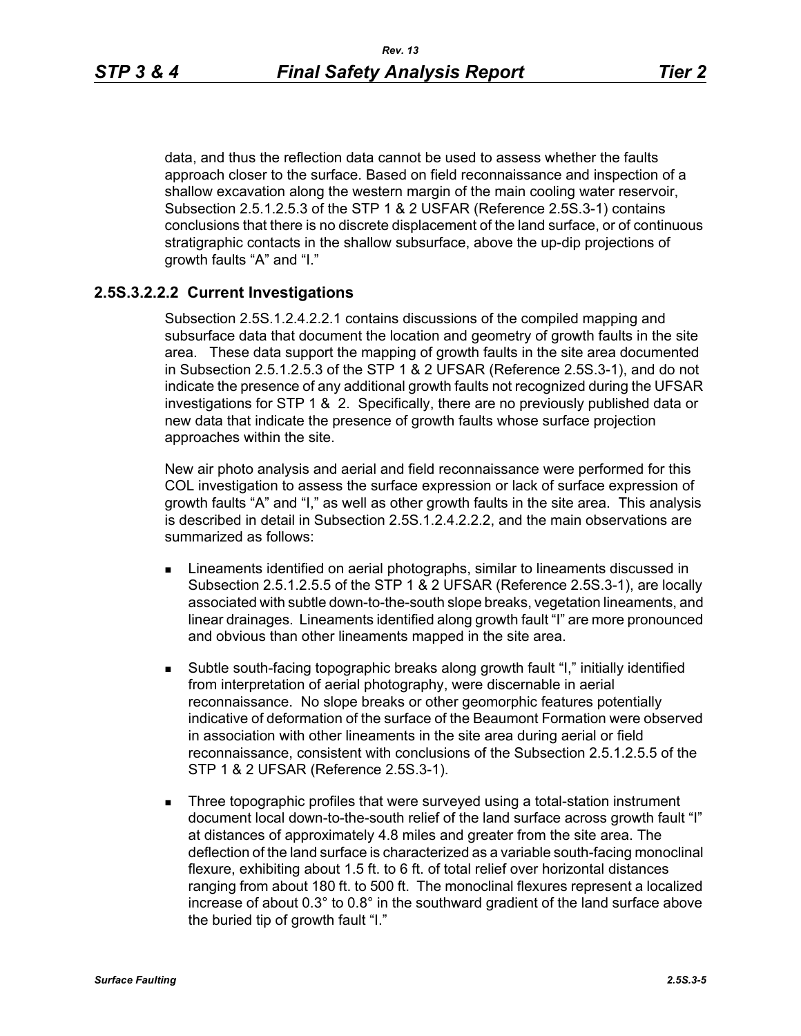data, and thus the reflection data cannot be used to assess whether the faults approach closer to the surface. Based on field reconnaissance and inspection of a shallow excavation along the western margin of the main cooling water reservoir, Subsection 2.5.1.2.5.3 of the STP 1 & 2 USFAR (Reference 2.5S.3-1) contains conclusions that there is no discrete displacement of the land surface, or of continuous stratigraphic contacts in the shallow subsurface, above the up-dip projections of growth faults “A” and “I.”

### 2.5S.3.2.2.2 Current Investigations

Subsection 2.5S.1.2.4.2.2.1 contains discussions of the compiled mapping and subsurface data that document the location and geometry of growth faults in the site area. These data support the mapping of growth faults in the site area documented in Subsection 2.5.1.2.5.3 of the STP 1 & 2 UFSAR (Reference 2.5S.3-1), and do not indicate the presence of any additional growth faults not recognized during the UFSAR investigations for STP 1 & 2. Specifically, there are no previously published data or new data that indicate the presence of growth faults whose surface projection approaches within the site.

New air photo analysis and aerial and field reconnaissance were performed for this COL investigation to assess the surface expression or lack of surface expression of growth faults “A” and “I,” as well as other growth faults in the site area. This analysis is described in detail in Subsection 2.5S.1.2.4.2.2.2, and the main observations are summarized as follows:

- Lineaments identified on aerial photographs, similar to lineaments discussed in Subsection 2.5.1.2.5.5 of the STP 1 & 2 UFSAR (Reference 2.5S.3-1), are locally associated with subtle down-to-the-south slope breaks, vegetation lineaments, and linear drainages. Lineaments identified along growth fault “I” are more pronounced and obvious than other lineaments mapped in the site area.
- Subtle south-facing topographic breaks along growth fault “I,” initially identified from interpretation of aerial photography, were discernable in aerial reconnaissance. No slope breaks or other geomorphic features potentially indicative of deformation of the surface of the Beaumont Formation were observed in association with other lineaments in the site area during aerial or field reconnaissance, consistent with conclusions of the Subsection 2.5.1.2.5.5 of the STP 1 & 2 UFSAR (Reference 2.5S.3-1).
- Three topographic profiles that were surveyed using a total-station instrument document local down-to-the-south relief of the land surface across growth fault “I” at distances of approximately 4.8 miles and greater from the site area. The deflection of the land surface is characterized as a variable south-facing monoclinal flexure, exhibiting about 1.5 ft. to 6 ft. of total relief over horizontal distances ranging from about 180 ft. to 500 ft. The monoclinal flexures represent a localized increase of about 0.3° to 0.8° in the southward gradient of the land surface above the buried tip of growth fault “I.”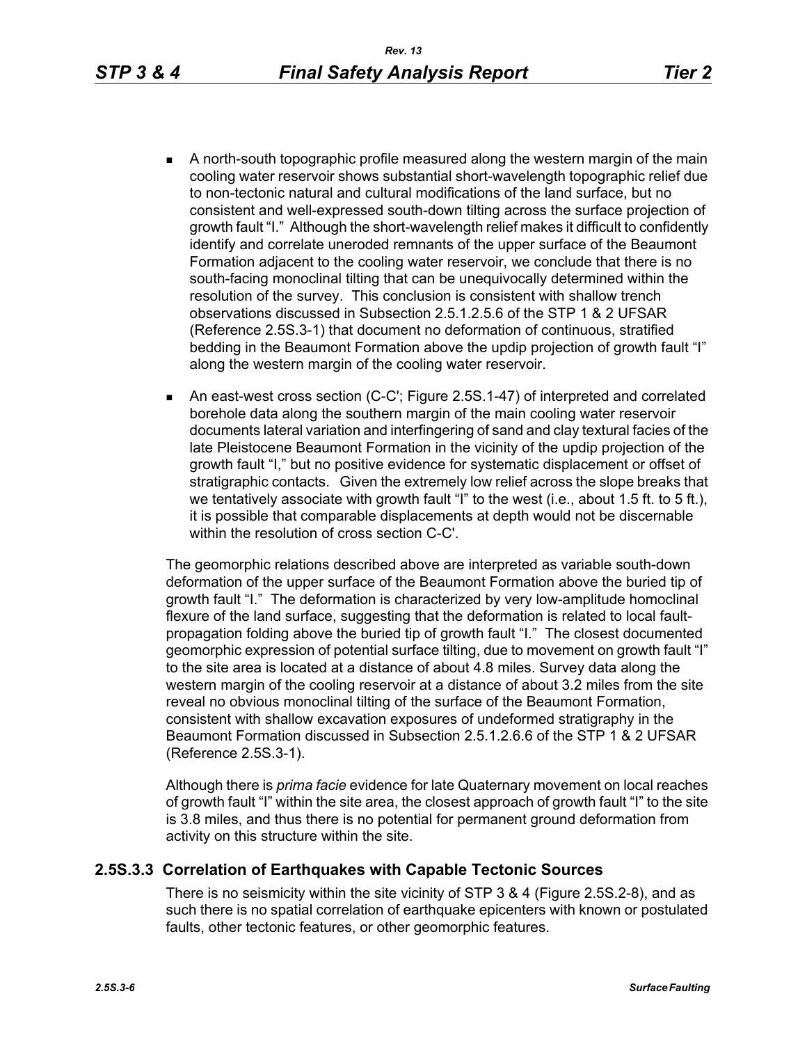- A north-south topographic profile measured along the western margin of the main cooling water reservoir shows substantial short-wavelength topographic relief due to non-tectonic natural and cultural modifications of the land surface, but no consistent and well-expressed south-down tilting across the surface projection of growth fault "I." Although the short-wavelength relief makes it difficult to confidently identify and correlate uneroded remnants of the upper surface of the Beaumont Formation adjacent to the cooling water reservoir, we conclude that there is no south-facing monoclinal tilting that can be unequivocally determined within the resolution of the survey. This conclusion is consistent with shallow trench observations discussed in Subsection 2.5.1.2.5.6 of the STP 1 & 2 UFSAR (Reference 2.5S.3-1) that document no deformation of continuous, stratified bedding in the Beaumont Formation above the updip projection of growth fault "I" along the western margin of the cooling water reservoir.
- An east-west cross section (C-C'; Figure 2.5S.1-47) of interpreted and correlated borehole data along the southern margin of the main cooling water reservoir documents lateral variation and interfingering of sand and clay textural facies of the late Pleistocene Beaumont Formation in the vicinity of the updip projection of the growth fault "I," but no positive evidence for systematic displacement or offset of stratigraphic contacts. Given the extremely low relief across the slope breaks that we tentatively associate with growth fault "I" to the west (i.e., about 1.5 ft. to 5 ft.), it is possible that comparable displacements at depth would not be discernable within the resolution of cross section C-C'.

The geomorphic relations described above are interpreted as variable south-down deformation of the upper surface of the Beaumont Formation above the buried tip of growth fault "I." The deformation is characterized by very low-amplitude homoclinal flexure of the land surface, suggesting that the deformation is related to local fault-propagation folding above the buried tip of growth fault "I." The closest documented geomorphic expression of potential surface tilting, due to movement on growth fault "I" to the site area is located at a distance of about 4.8 miles. Survey data along the western margin of the cooling reservoir at a distance of about 3.2 miles from the site reveal no obvious monoclinal tilting of the surface of the Beaumont Formation, consistent with shallow excavation exposures of undeformed stratigraphy in the Beaumont Formation discussed in Subsection 2.5.1.2.6.6 of the STP 1 & 2 UFSAR (Reference 2.5S.3-1).

Although there is *prima facie* evidence for late Quaternary movement on local reaches of growth fault "I" within the site area, the closest approach of growth fault "I" to the site is 3.8 miles, and thus there is no potential for permanent ground deformation from activity on this structure within the site.

## 2.5S.3.3 Correlation of Earthquakes with Capable Tectonic Sources

There is no seismicity within the site vicinity of STP 3 & 4 (Figure 2.5S.2-8), and as such there is no spatial correlation of earthquake epicenters with known or postulated faults, other tectonic features, or other geomorphic features.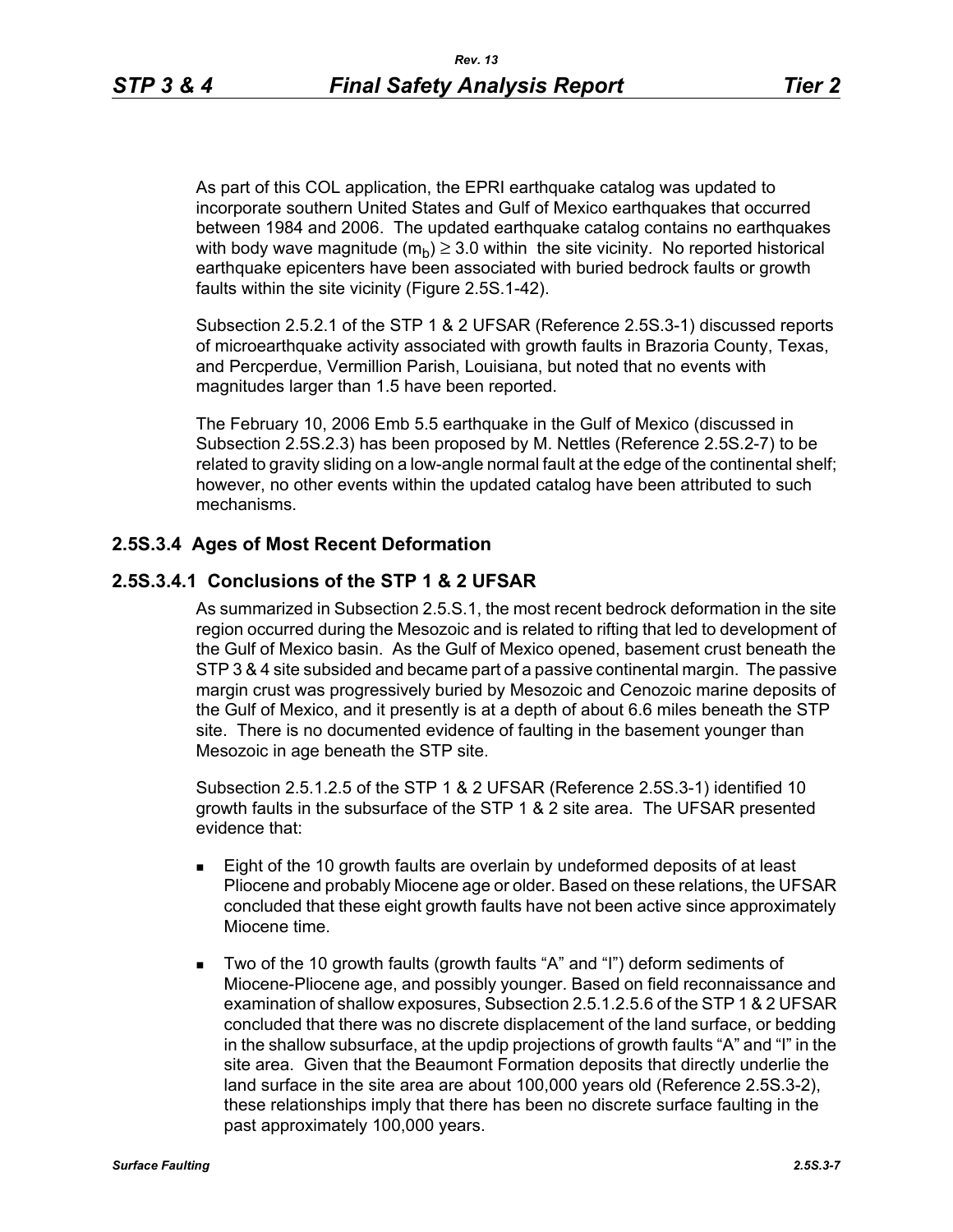As part of this COL application, the EPRI earthquake catalog was updated to incorporate southern United States and Gulf of Mexico earthquakes that occurred between 1984 and 2006. The updated earthquake catalog contains no earthquakes with body wave magnitude ($m_b$) ≥ 3.0 within the site vicinity. No reported historical earthquake epicenters have been associated with buried bedrock faults or growth faults within the site vicinity (Figure 2.5S.1-42).

Subsection 2.5.2.1 of the STP 1 & 2 UFSAR (Reference 2.5S.3-1) discussed reports of microearthquake activity associated with growth faults in Brazoria County, Texas, and Percperdue, Vermillion Parish, Louisiana, but noted that no events with magnitudes larger than 1.5 have been reported.

The February 10, 2006 Emb 5.5 earthquake in the Gulf of Mexico (discussed in Subsection 2.5S.2.3) has been proposed by M. Nettles (Reference 2.5S.2-7) to be related to gravity sliding on a low-angle normal fault at the edge of the continental shelf; however, no other events within the updated catalog have been attributed to such mechanisms.

## 2.5S.3.4 Ages of Most Recent Deformation

### 2.5S.3.4.1 Conclusions of the STP 1 & 2 UFSAR

As summarized in Subsection 2.5.S.1, the most recent bedrock deformation in the site region occurred during the Mesozoic and is related to rifting that led to development of the Gulf of Mexico basin. As the Gulf of Mexico opened, basement crust beneath the STP 3 & 4 site subsided and became part of a passive continental margin. The passive margin crust was progressively buried by Mesozoic and Cenozoic marine deposits of the Gulf of Mexico, and it presently is at a depth of about 6.6 miles beneath the STP site. There is no documented evidence of faulting in the basement younger than Mesozoic in age beneath the STP site.

Subsection 2.5.1.2.5 of the STP 1 & 2 UFSAR (Reference 2.5S.3-1) identified 10 growth faults in the subsurface of the STP 1 & 2 site area. The UFSAR presented evidence that:

- Eight of the 10 growth faults are overlain by undeformed deposits of at least Pliocene and probably Miocene age or older. Based on these relations, the UFSAR concluded that these eight growth faults have not been active since approximately Miocene time.
- Two of the 10 growth faults (growth faults "A" and "I") deform sediments of Miocene-Pliocene age, and possibly younger. Based on field reconnaissance and examination of shallow exposures, Subsection 2.5.1.2.5.6 of the STP 1 & 2 UFSAR concluded that there was no discrete displacement of the land surface, or bedding in the shallow subsurface, at the updip projections of growth faults "A" and "I" in the site area. Given that the Beaumont Formation deposits that directly underlie the land surface in the site area are about 100,000 years old (Reference 2.5S.3-2), these relationships imply that there has been no discrete surface faulting in the past approximately 100,000 years.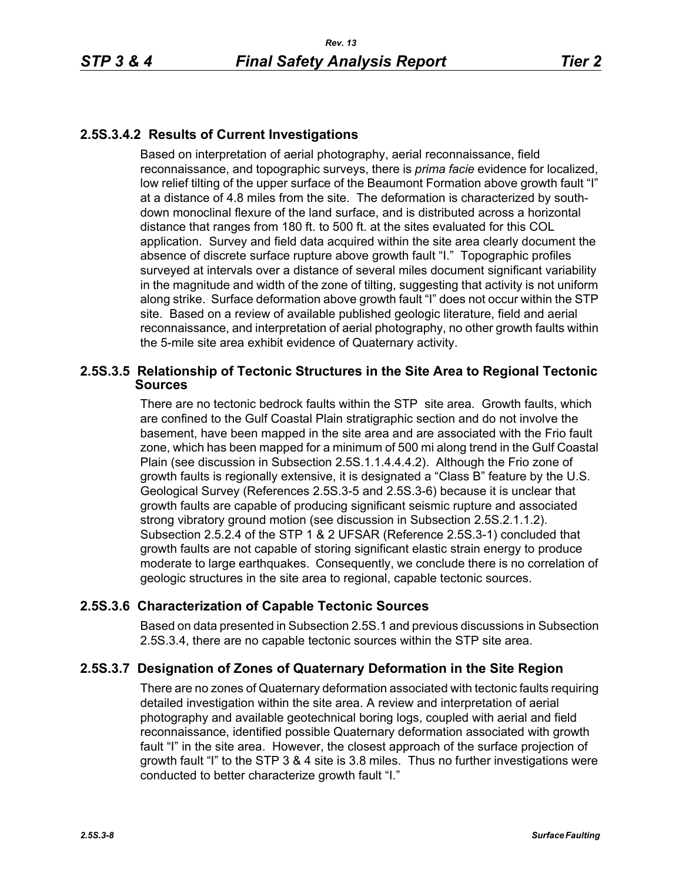### 2.5S.3.4.2 Results of Current Investigations

Based on interpretation of aerial photography, aerial reconnaissance, field reconnaissance, and topographic surveys, there is *prima facie* evidence for localized, low relief tilting of the upper surface of the Beaumont Formation above growth fault "I" at a distance of 4.8 miles from the site. The deformation is characterized by south-down monoclinal flexure of the land surface, and is distributed across a horizontal distance that ranges from 180 ft. to 500 ft. at the sites evaluated for this COL application. Survey and field data acquired within the site area clearly document the absence of discrete surface rupture above growth fault "I." Topographic profiles surveyed at intervals over a distance of several miles document significant variability in the magnitude and width of the zone of tilting, suggesting that activity is not uniform along strike. Surface deformation above growth fault "I" does not occur within the STP site. Based on a review of available published geologic literature, field and aerial reconnaissance, and interpretation of aerial photography, no other growth faults within the 5-mile site area exhibit evidence of Quaternary activity.

## 2.5S.3.5 Relationship of Tectonic Structures in the Site Area to Regional Tectonic Sources

There are no tectonic bedrock faults within the STP site area. Growth faults, which are confined to the Gulf Coastal Plain stratigraphic section and do not involve the basement, have been mapped in the site area and are associated with the Frio fault zone, which has been mapped for a minimum of 500 mi along trend in the Gulf Coastal Plain (see discussion in Subsection 2.5S.1.1.4.4.4.2). Although the Frio zone of growth faults is regionally extensive, it is designated a "Class B" feature by the U.S. Geological Survey (References 2.5S.3-5 and 2.5S.3-6) because it is unclear that growth faults are capable of producing significant seismic rupture and associated strong vibratory ground motion (see discussion in Subsection 2.5S.2.1.1.2). Subsection 2.5.2.4 of the STP 1 & 2 UFSAR (Reference 2.5S.3-1) concluded that growth faults are not capable of storing significant elastic strain energy to produce moderate to large earthquakes. Consequently, we conclude there is no correlation of geologic structures in the site area to regional, capable tectonic sources.

## 2.5S.3.6 Characterization of Capable Tectonic Sources

Based on data presented in Subsection 2.5S.1 and previous discussions in Subsection 2.5S.3.4, there are no capable tectonic sources within the STP site area.

## 2.5S.3.7 Designation of Zones of Quaternary Deformation in the Site Region

There are no zones of Quaternary deformation associated with tectonic faults requiring detailed investigation within the site area. A review and interpretation of aerial photography and available geotechnical boring logs, coupled with aerial and field reconnaissance, identified possible Quaternary deformation associated with growth fault "I" in the site area. However, the closest approach of the surface projection of growth fault "I" to the STP 3 & 4 site is 3.8 miles. Thus no further investigations were conducted to better characterize growth fault "I."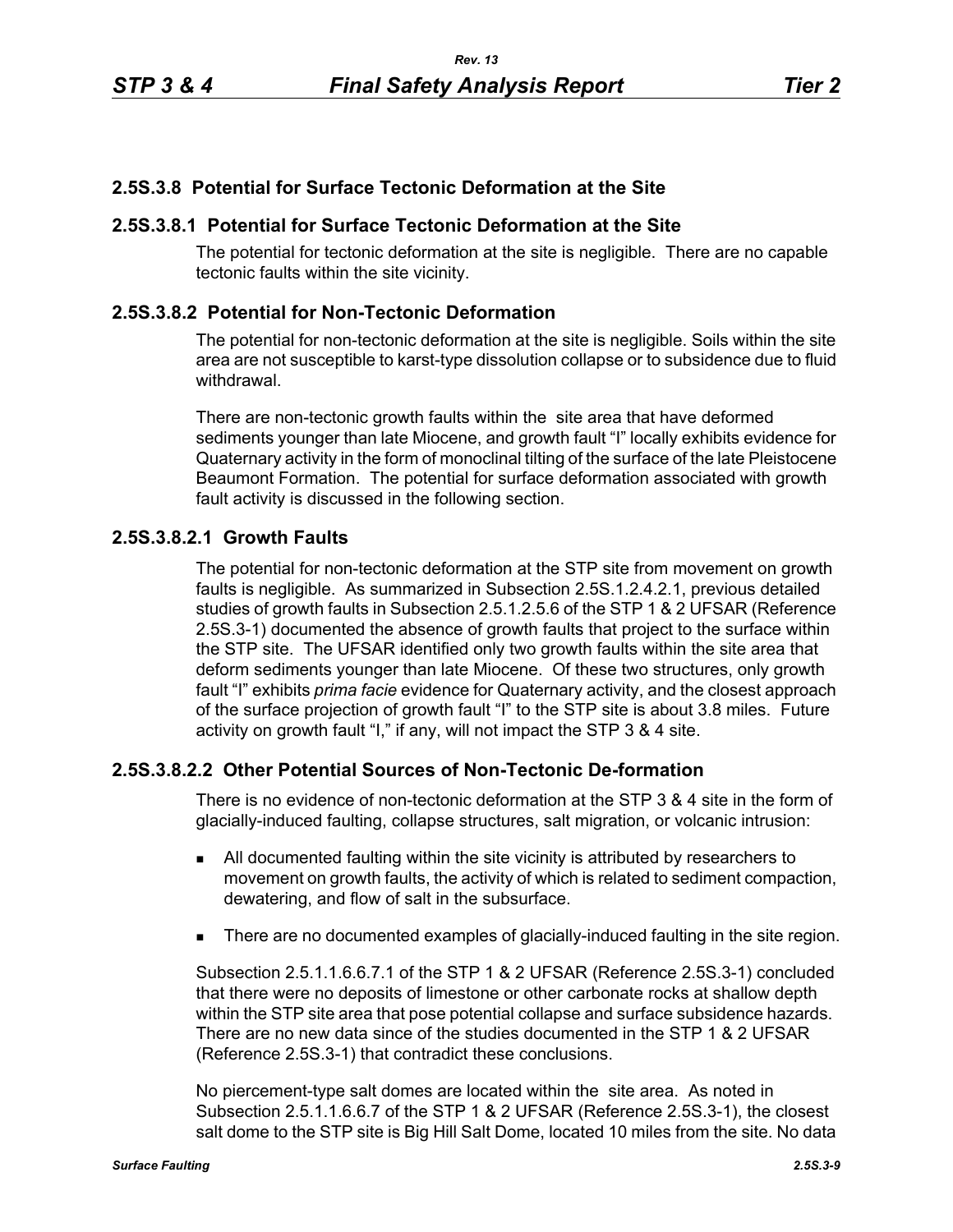## 2.5S.3.8 Potential for Surface Tectonic Deformation at the Site

### 2.5S.3.8.1 Potential for Surface Tectonic Deformation at the Site

The potential for tectonic deformation at the site is negligible. There are no capable tectonic faults within the site vicinity.

### 2.5S.3.8.2 Potential for Non-Tectonic Deformation

The potential for non-tectonic deformation at the site is negligible. Soils within the site area are not susceptible to karst-type dissolution collapse or to subsidence due to fluid withdrawal.

There are non-tectonic growth faults within the site area that have deformed sediments younger than late Miocene, and growth fault "I" locally exhibits evidence for Quaternary activity in the form of monoclinal tilting of the surface of the late Pleistocene Beaumont Formation. The potential for surface deformation associated with growth fault activity is discussed in the following section.

#### 2.5S.3.8.2.1 Growth Faults

The potential for non-tectonic deformation at the STP site from movement on growth faults is negligible. As summarized in Subsection 2.5S.1.2.4.2.1, previous detailed studies of growth faults in Subsection 2.5.1.2.5.6 of the STP 1 & 2 UFSAR (Reference 2.5S.3-1) documented the absence of growth faults that project to the surface within the STP site. The UFSAR identified only two growth faults within the site area that deform sediments younger than late Miocene. Of these two structures, only growth fault "I" exhibits *prima facie* evidence for Quaternary activity, and the closest approach of the surface projection of growth fault "I" to the STP site is about 3.8 miles. Future activity on growth fault "I," if any, will not impact the STP 3 & 4 site.

#### 2.5S.3.8.2.2 Other Potential Sources of Non-Tectonic De-formation

There is no evidence of non-tectonic deformation at the STP 3 & 4 site in the form of glacially-induced faulting, collapse structures, salt migration, or volcanic intrusion:

- All documented faulting within the site vicinity is attributed by researchers to movement on growth faults, the activity of which is related to sediment compaction, dewatering, and flow of salt in the subsurface.
- There are no documented examples of glacially-induced faulting in the site region.

Subsection 2.5.1.1.6.6.7.1 of the STP 1 & 2 UFSAR (Reference 2.5S.3-1) concluded that there were no deposits of limestone or other carbonate rocks at shallow depth within the STP site area that pose potential collapse and surface subsidence hazards. There are no new data since of the studies documented in the STP 1 & 2 UFSAR (Reference 2.5S.3-1) that contradict these conclusions.

No piercement-type salt domes are located within the site area. As noted in Subsection 2.5.1.1.6.6.7 of the STP 1 & 2 UFSAR (Reference 2.5S.3-1), the closest salt dome to the STP site is Big Hill Salt Dome, located 10 miles from the site. No data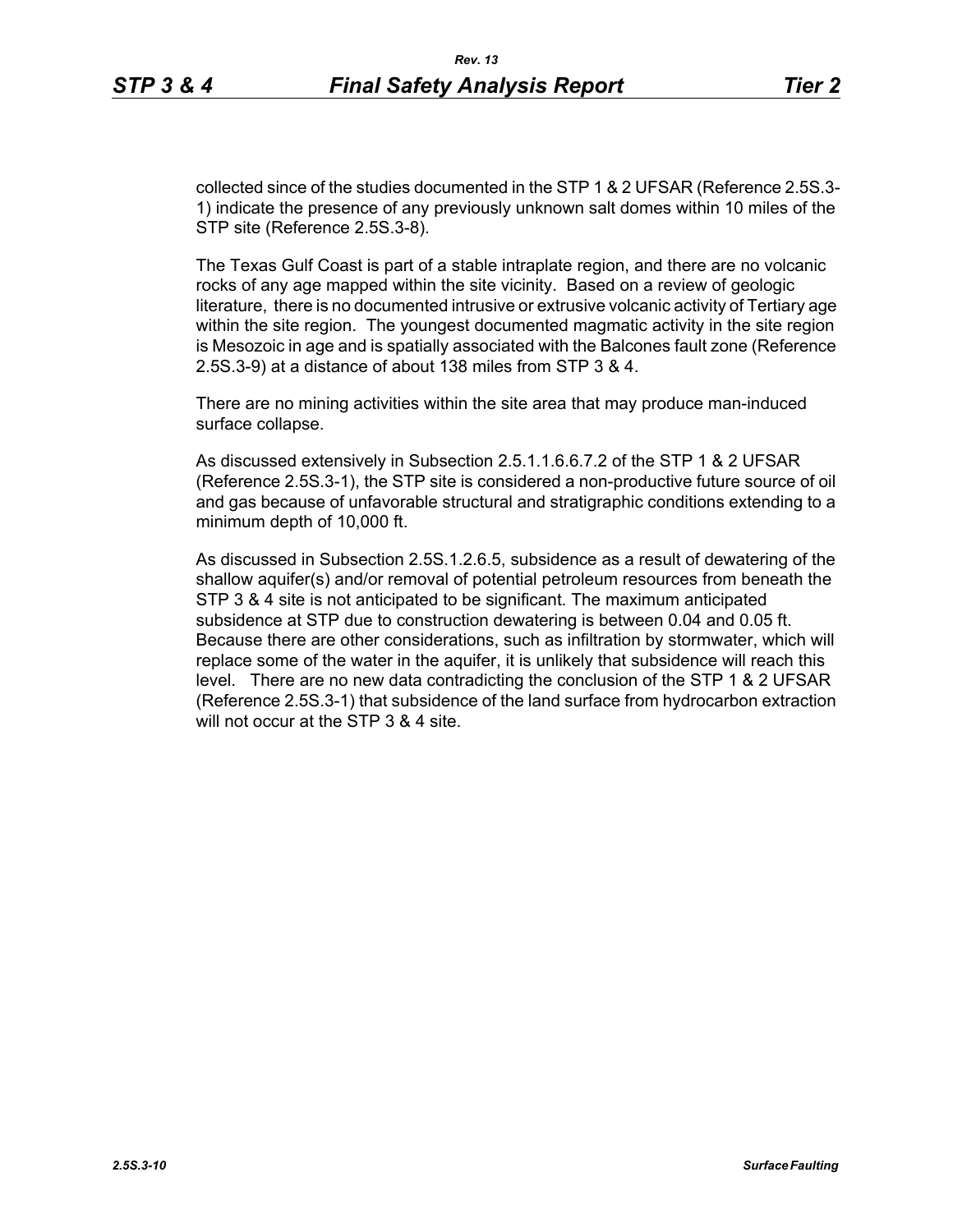collected since of the studies documented in the STP 1 & 2 UFSAR (Reference 2.5S.3-1) indicate the presence of any previously unknown salt domes within 10 miles of the STP site (Reference 2.5S.3-8).

The Texas Gulf Coast is part of a stable intraplate region, and there are no volcanic rocks of any age mapped within the site vicinity. Based on a review of geologic literature, there is no documented intrusive or extrusive volcanic activity of Tertiary age within the site region. The youngest documented magmatic activity in the site region is Mesozoic in age and is spatially associated with the Balcones fault zone (Reference 2.5S.3-9) at a distance of about 138 miles from STP 3 & 4.

There are no mining activities within the site area that may produce man-induced surface collapse.

As discussed extensively in Subsection 2.5.1.1.6.6.7.2 of the STP 1 & 2 UFSAR (Reference 2.5S.3-1), the STP site is considered a non-productive future source of oil and gas because of unfavorable structural and stratigraphic conditions extending to a minimum depth of 10,000 ft.

As discussed in Subsection 2.5S.1.2.6.5, subsidence as a result of dewatering of the shallow aquifer(s) and/or removal of potential petroleum resources from beneath the STP 3 & 4 site is not anticipated to be significant. The maximum anticipated subsidence at STP due to construction dewatering is between 0.04 and 0.05 ft. Because there are other considerations, such as infiltration by stormwater, which will replace some of the water in the aquifer, it is unlikely that subsidence will reach this level. There are no new data contradicting the conclusion of the STP 1 & 2 UFSAR (Reference 2.5S.3-1) that subsidence of the land surface from hydrocarbon extraction will not occur at the STP 3 & 4 site.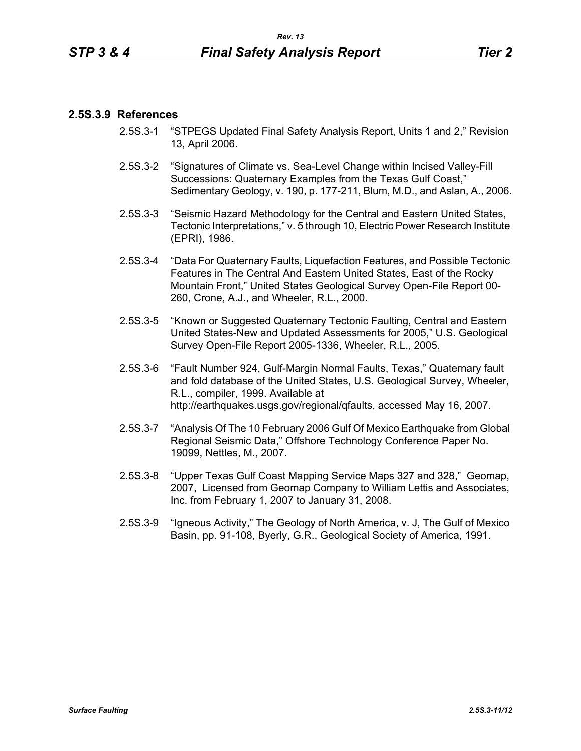### 2.5S.3.9 References

2.5S.3-1 "STPEGS Updated Final Safety Analysis Report, Units 1 and 2," Revision 13, April 2006.

2.5S.3-2 "Signatures of Climate vs. Sea-Level Change within Incised Valley-Fill Successions: Quaternary Examples from the Texas Gulf Coast," Sedimentary Geology, v. 190, p. 177-211, Blum, M.D., and Aslan, A., 2006.

2.5S.3-3 "Seismic Hazard Methodology for the Central and Eastern United States, Tectonic Interpretations," v. 5 through 10, Electric Power Research Institute (EPRI), 1986.

2.5S.3-4 "Data For Quaternary Faults, Liquefaction Features, and Possible Tectonic Features in The Central And Eastern United States, East of the Rocky Mountain Front," United States Geological Survey Open-File Report 00-260, Crone, A.J., and Wheeler, R.L., 2000.

2.5S.3-5 "Known or Suggested Quaternary Tectonic Faulting, Central and Eastern United States-New and Updated Assessments for 2005," U.S. Geological Survey Open-File Report 2005-1336, Wheeler, R.L., 2005.

2.5S.3-6 "Fault Number 924, Gulf-Margin Normal Faults, Texas," Quaternary fault and fold database of the United States, U.S. Geological Survey, Wheeler, R.L., compiler, 1999. Available at http://earthquakes.usgs.gov/regional/qfaults, accessed May 16, 2007.

2.5S.3-7 "Analysis Of The 10 February 2006 Gulf Of Mexico Earthquake from Global Regional Seismic Data," Offshore Technology Conference Paper No. 19099, Nettles, M., 2007.

2.5S.3-8 "Upper Texas Gulf Coast Mapping Service Maps 327 and 328," Geomap, 2007, Licensed from Geomap Company to William Lettis and Associates, Inc. from February 1, 2007 to January 31, 2008.

2.5S.3-9 "Igneous Activity," The Geology of North America, v. J, The Gulf of Mexico Basin, pp. 91-108, Byerly, G.R., Geological Society of America, 1991.